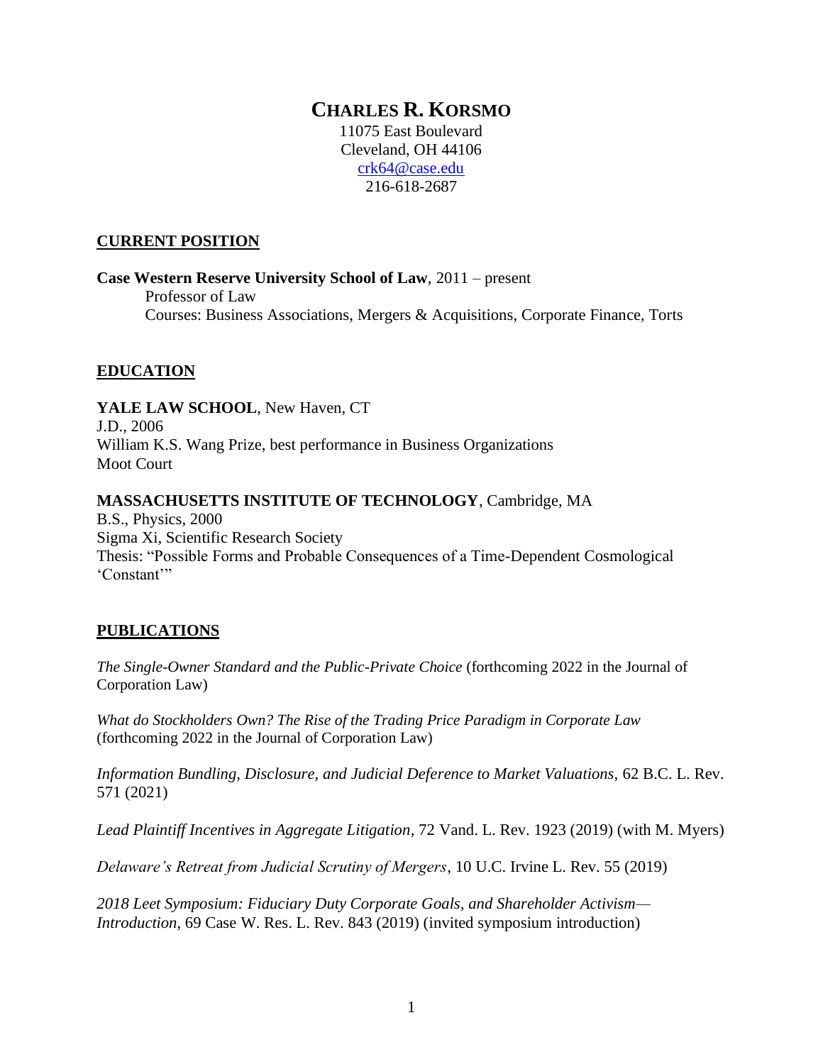# CHARLES R. KORSMO

11075 East Boulevard
Cleveland, OH 44106
crk64@case.edu
216-618-2687

## CURRENT POSITION

**Case Western Reserve University School of Law**, 2011 – present
Professor of Law
Courses: Business Associations, Mergers & Acquisitions, Corporate Finance, Torts

## EDUCATION

**YALE LAW SCHOOL**, New Haven, CT
J.D., 2006
William K.S. Wang Prize, best performance in Business Organizations
Moot Court

**MASSACHUSETTS INSTITUTE OF TECHNOLOGY**, Cambridge, MA
B.S., Physics, 2000
Sigma Xi, Scientific Research Society
Thesis: "Possible Forms and Probable Consequences of a Time-Dependent Cosmological 'Constant'"

## PUBLICATIONS

*The Single-Owner Standard and the Public-Private Choice* (forthcoming 2022 in the Journal of Corporation Law)

*What do Stockholders Own? The Rise of the Trading Price Paradigm in Corporate Law* (forthcoming 2022 in the Journal of Corporation Law)

*Information Bundling, Disclosure, and Judicial Deference to Market Valuations*, 62 B.C. L. Rev. 571 (2021)

*Lead Plaintiff Incentives in Aggregate Litigation*, 72 Vand. L. Rev. 1923 (2019) (with M. Myers)

*Delaware's Retreat from Judicial Scrutiny of Mergers*, 10 U.C. Irvine L. Rev. 55 (2019)

*2018 Leet Symposium: Fiduciary Duty Corporate Goals, and Shareholder Activism—Introduction*, 69 Case W. Res. L. Rev. 843 (2019) (invited symposium introduction)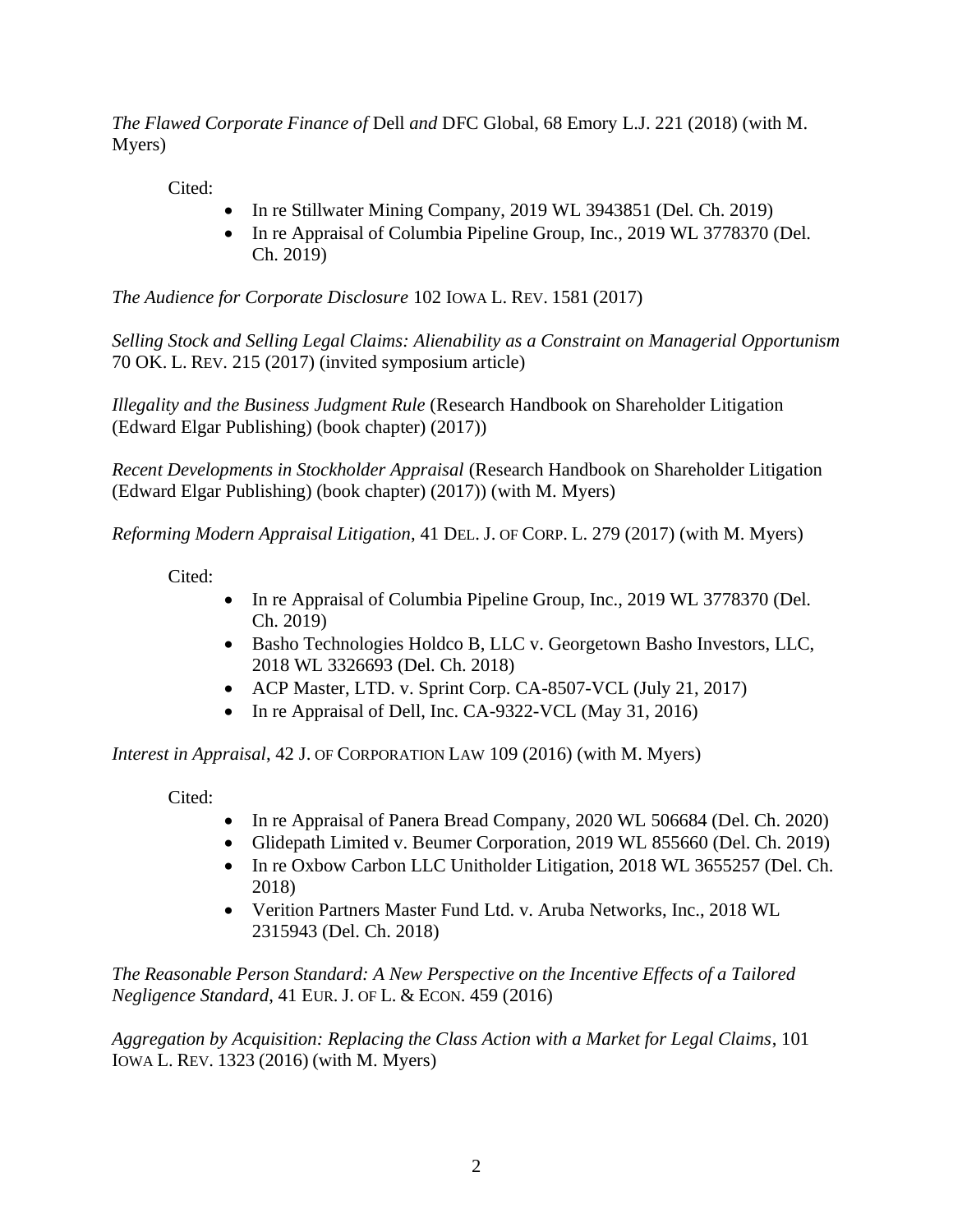*The Flawed Corporate Finance of* Dell *and* DFC Global, 68 Emory L.J. 221 (2018) (with M. Myers)

Cited:

- In re Stillwater Mining Company, 2019 WL 3943851 (Del. Ch. 2019)
- In re Appraisal of Columbia Pipeline Group, Inc., 2019 WL 3778370 (Del. Ch. 2019)

*The Audience for Corporate Disclosure* 102 IOWA L. REV. 1581 (2017)

*Selling Stock and Selling Legal Claims: Alienability as a Constraint on Managerial Opportunism* 70 OK. L. REV. 215 (2017) (invited symposium article)

*Illegality and the Business Judgment Rule* (Research Handbook on Shareholder Litigation (Edward Elgar Publishing) (book chapter) (2017))

*Recent Developments in Stockholder Appraisal* (Research Handbook on Shareholder Litigation (Edward Elgar Publishing) (book chapter) (2017)) (with M. Myers)

*Reforming Modern Appraisal Litigation*, 41 DEL. J. OF CORP. L. 279 (2017) (with M. Myers)

Cited:

- In re Appraisal of Columbia Pipeline Group, Inc., 2019 WL 3778370 (Del. Ch. 2019)
- Basho Technologies Holdco B, LLC v. Georgetown Basho Investors, LLC, 2018 WL 3326693 (Del. Ch. 2018)
- ACP Master, LTD. v. Sprint Corp. CA-8507-VCL (July 21, 2017)
- In re Appraisal of Dell, Inc. CA-9322-VCL (May 31, 2016)

*Interest in Appraisal*, 42 J. OF CORPORATION LAW 109 (2016) (with M. Myers)

Cited:

- In re Appraisal of Panera Bread Company, 2020 WL 506684 (Del. Ch. 2020)
- Glidepath Limited v. Beumer Corporation, 2019 WL 855660 (Del. Ch. 2019)
- In re Oxbow Carbon LLC Unitholder Litigation, 2018 WL 3655257 (Del. Ch. 2018)
- Verition Partners Master Fund Ltd. v. Aruba Networks, Inc., 2018 WL 2315943 (Del. Ch. 2018)

*The Reasonable Person Standard: A New Perspective on the Incentive Effects of a Tailored Negligence Standard*, 41 EUR. J. OF L. & ECON. 459 (2016)

*Aggregation by Acquisition: Replacing the Class Action with a Market for Legal Claims*, 101 IOWA L. REV. 1323 (2016) (with M. Myers)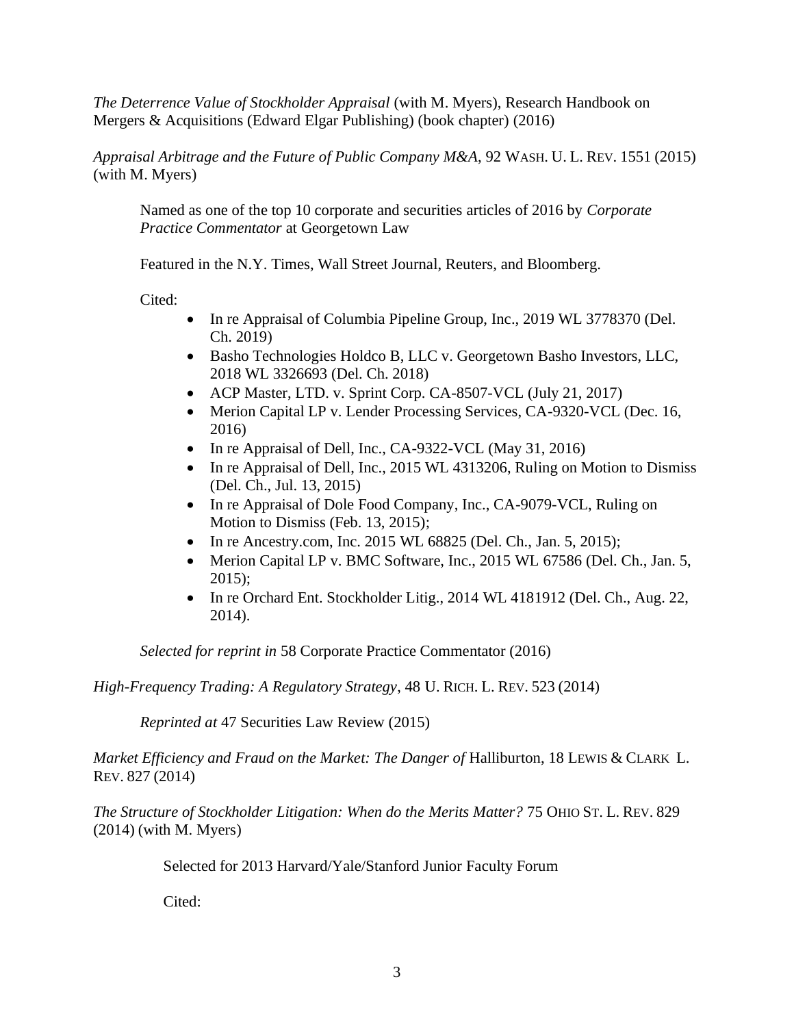*The Deterrence Value of Stockholder Appraisal* (with M. Myers), Research Handbook on Mergers & Acquisitions (Edward Elgar Publishing) (book chapter) (2016)

*Appraisal Arbitrage and the Future of Public Company M&A*, 92 WASH. U. L. REV. 1551 (2015) (with M. Myers)

> Named as one of the top 10 corporate and securities articles of 2016 by *Corporate Practice Commentator* at Georgetown Law
>
> Featured in the N.Y. Times, Wall Street Journal, Reuters, and Bloomberg.
>
> Cited:
>
> - In re Appraisal of Columbia Pipeline Group, Inc., 2019 WL 3778370 (Del. Ch. 2019)
> - Basho Technologies Holdco B, LLC v. Georgetown Basho Investors, LLC, 2018 WL 3326693 (Del. Ch. 2018)
> - ACP Master, LTD. v. Sprint Corp. CA-8507-VCL (July 21, 2017)
> - Merion Capital LP v. Lender Processing Services, CA-9320-VCL (Dec. 16, 2016)
> - In re Appraisal of Dell, Inc., CA-9322-VCL (May 31, 2016)
> - In re Appraisal of Dell, Inc., 2015 WL 4313206, Ruling on Motion to Dismiss (Del. Ch., Jul. 13, 2015)
> - In re Appraisal of Dole Food Company, Inc., CA-9079-VCL, Ruling on Motion to Dismiss (Feb. 13, 2015);
> - In re Ancestry.com, Inc. 2015 WL 68825 (Del. Ch., Jan. 5, 2015);
> - Merion Capital LP v. BMC Software, Inc., 2015 WL 67586 (Del. Ch., Jan. 5, 2015);
> - In re Orchard Ent. Stockholder Litig., 2014 WL 4181912 (Del. Ch., Aug. 22, 2014).
>
> *Selected for reprint in* 58 Corporate Practice Commentator (2016)

*High-Frequency Trading: A Regulatory Strategy*, 48 U. RICH. L. REV. 523 (2014)

> *Reprinted at* 47 Securities Law Review (2015)

*Market Efficiency and Fraud on the Market: The Danger of* Halliburton, 18 LEWIS & CLARK L. REV. 827 (2014)

*The Structure of Stockholder Litigation: When do the Merits Matter?* 75 OHIO ST. L. REV. 829 (2014) (with M. Myers)

> Selected for 2013 Harvard/Yale/Stanford Junior Faculty Forum
>
> Cited: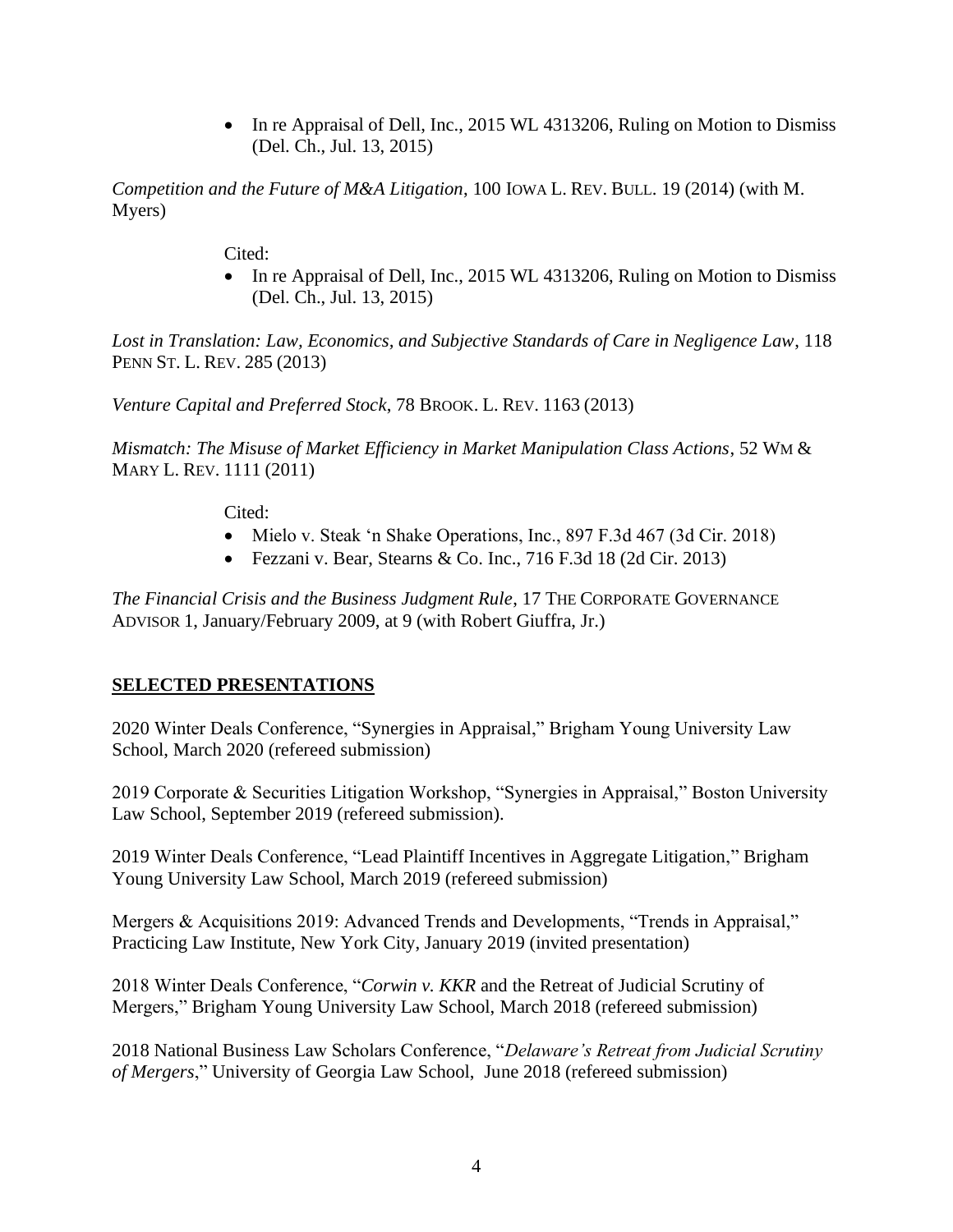- In re Appraisal of Dell, Inc., 2015 WL 4313206, Ruling on Motion to Dismiss (Del. Ch., Jul. 13, 2015)

*Competition and the Future of M&A Litigation*, 100 IOWA L. REV. BULL. 19 (2014) (with M. Myers)

Cited:

- In re Appraisal of Dell, Inc., 2015 WL 4313206, Ruling on Motion to Dismiss (Del. Ch., Jul. 13, 2015)

*Lost in Translation: Law, Economics, and Subjective Standards of Care in Negligence Law*, 118 PENN ST. L. REV. 285 (2013)

*Venture Capital and Preferred Stock*, 78 BROOK. L. REV. 1163 (2013)

*Mismatch: The Misuse of Market Efficiency in Market Manipulation Class Actions*, 52 WM & MARY L. REV. 1111 (2011)

Cited:

- Mielo v. Steak 'n Shake Operations, Inc., 897 F.3d 467 (3d Cir. 2018)
- Fezzani v. Bear, Stearns & Co. Inc., 716 F.3d 18 (2d Cir. 2013)

*The Financial Crisis and the Business Judgment Rule*, 17 THE CORPORATE GOVERNANCE ADVISOR 1, January/February 2009, at 9 (with Robert Giuffra, Jr.)

## SELECTED PRESENTATIONS

2020 Winter Deals Conference, "Synergies in Appraisal," Brigham Young University Law School, March 2020 (refereed submission)

2019 Corporate & Securities Litigation Workshop, "Synergies in Appraisal," Boston University Law School, September 2019 (refereed submission).

2019 Winter Deals Conference, "Lead Plaintiff Incentives in Aggregate Litigation," Brigham Young University Law School, March 2019 (refereed submission)

Mergers & Acquisitions 2019: Advanced Trends and Developments, "Trends in Appraisal," Practicing Law Institute, New York City, January 2019 (invited presentation)

2018 Winter Deals Conference, "*Corwin v. KKR* and the Retreat of Judicial Scrutiny of Mergers," Brigham Young University Law School, March 2018 (refereed submission)

2018 National Business Law Scholars Conference, "*Delaware's Retreat from Judicial Scrutiny of Mergers*," University of Georgia Law School, June 2018 (refereed submission)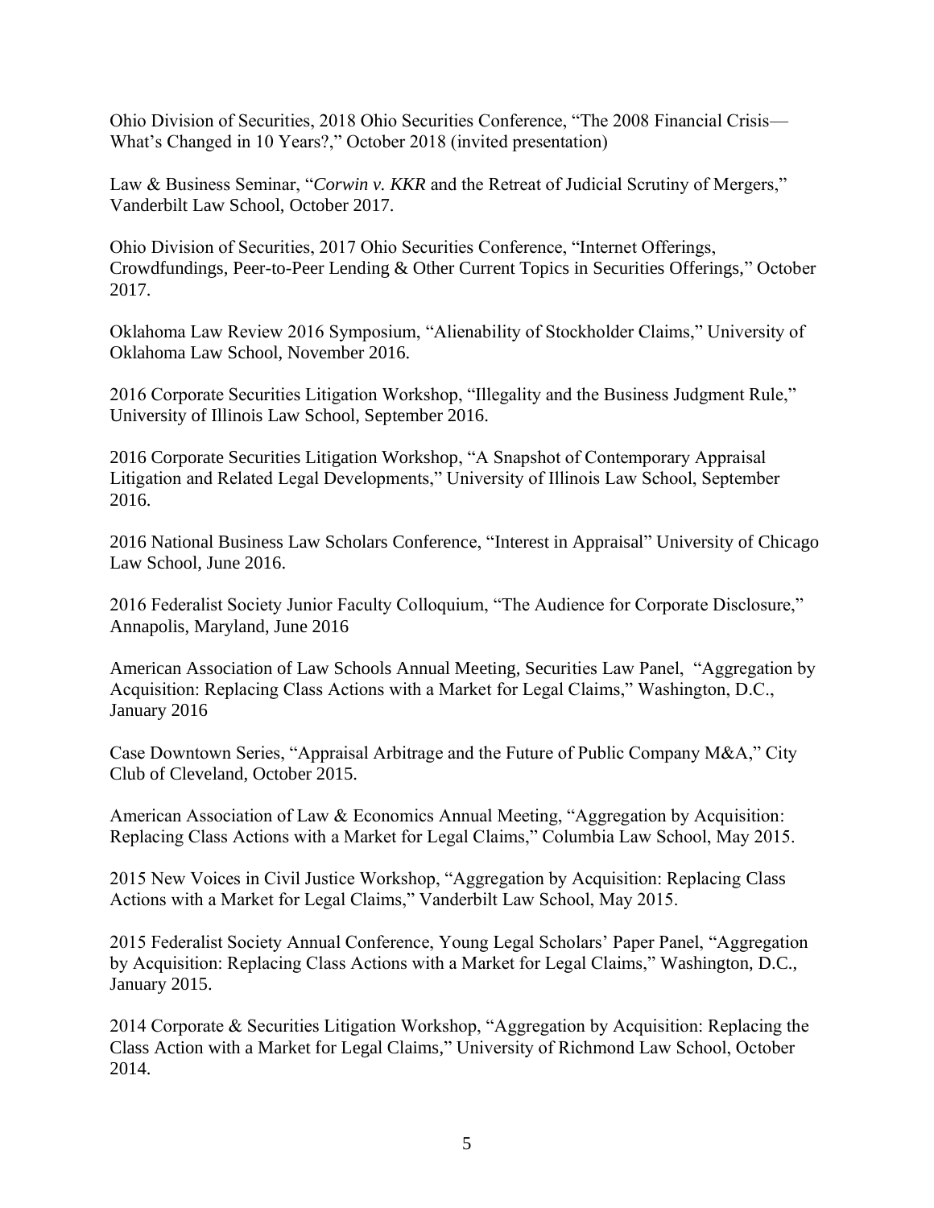Ohio Division of Securities, 2018 Ohio Securities Conference, "The 2008 Financial Crisis—What's Changed in 10 Years?," October 2018 (invited presentation)

Law & Business Seminar, "*Corwin v. KKR* and the Retreat of Judicial Scrutiny of Mergers," Vanderbilt Law School, October 2017.

Ohio Division of Securities, 2017 Ohio Securities Conference, "Internet Offerings, Crowdfundings, Peer-to-Peer Lending & Other Current Topics in Securities Offerings," October 2017.

Oklahoma Law Review 2016 Symposium, "Alienability of Stockholder Claims," University of Oklahoma Law School, November 2016.

2016 Corporate Securities Litigation Workshop, "Illegality and the Business Judgment Rule," University of Illinois Law School, September 2016.

2016 Corporate Securities Litigation Workshop, "A Snapshot of Contemporary Appraisal Litigation and Related Legal Developments," University of Illinois Law School, September 2016.

2016 National Business Law Scholars Conference, "Interest in Appraisal" University of Chicago Law School, June 2016.

2016 Federalist Society Junior Faculty Colloquium, "The Audience for Corporate Disclosure," Annapolis, Maryland, June 2016

American Association of Law Schools Annual Meeting, Securities Law Panel, "Aggregation by Acquisition: Replacing Class Actions with a Market for Legal Claims," Washington, D.C., January 2016

Case Downtown Series, "Appraisal Arbitrage and the Future of Public Company M&A," City Club of Cleveland, October 2015.

American Association of Law & Economics Annual Meeting, "Aggregation by Acquisition: Replacing Class Actions with a Market for Legal Claims," Columbia Law School, May 2015.

2015 New Voices in Civil Justice Workshop, "Aggregation by Acquisition: Replacing Class Actions with a Market for Legal Claims," Vanderbilt Law School, May 2015.

2015 Federalist Society Annual Conference, Young Legal Scholars' Paper Panel, "Aggregation by Acquisition: Replacing Class Actions with a Market for Legal Claims," Washington, D.C., January 2015.

2014 Corporate & Securities Litigation Workshop, "Aggregation by Acquisition: Replacing the Class Action with a Market for Legal Claims," University of Richmond Law School, October 2014.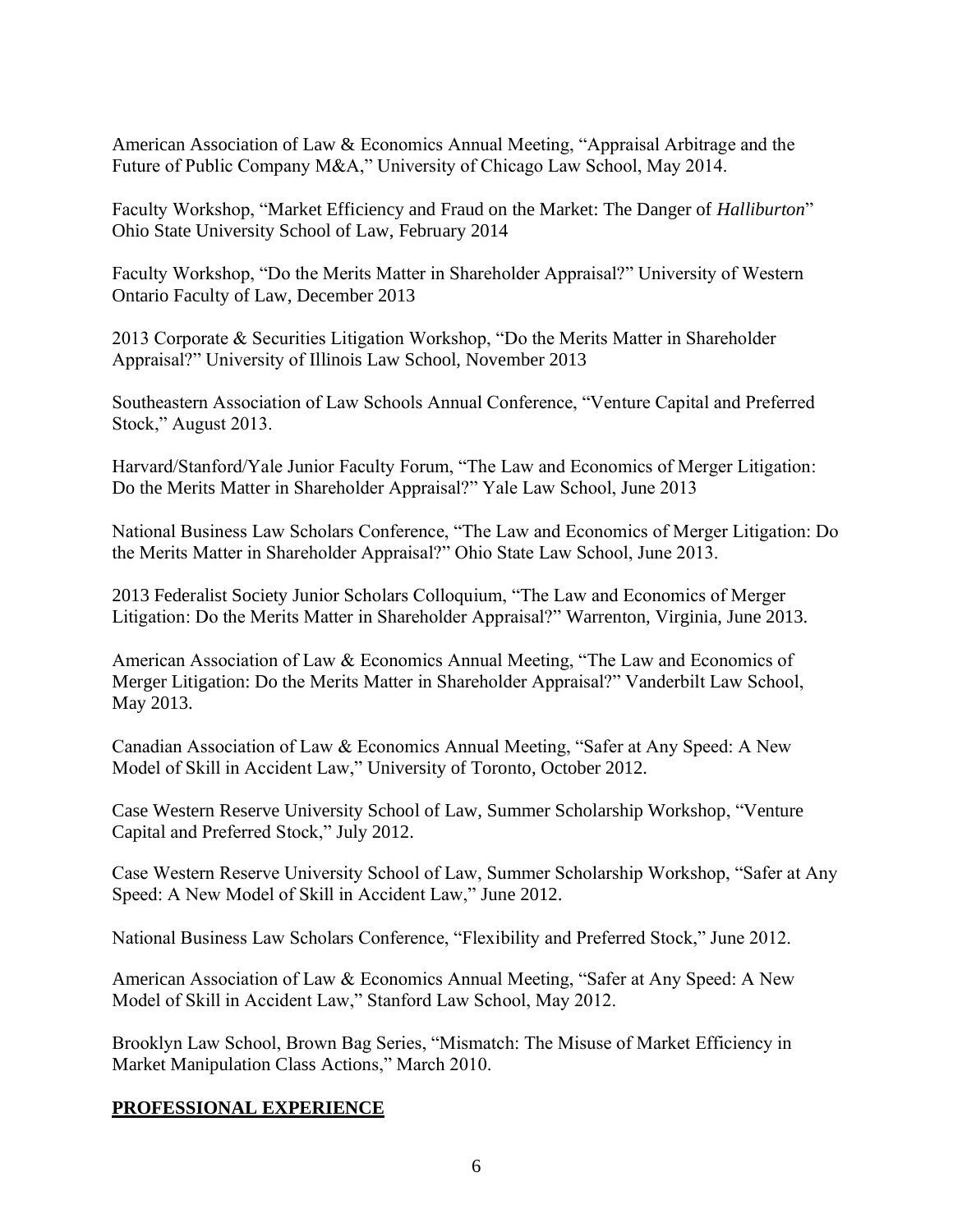American Association of Law & Economics Annual Meeting, “Appraisal Arbitrage and the Future of Public Company M&A,” University of Chicago Law School, May 2014.

Faculty Workshop, “Market Efficiency and Fraud on the Market: The Danger of *Halliburton*” Ohio State University School of Law, February 2014

Faculty Workshop, “Do the Merits Matter in Shareholder Appraisal?” University of Western Ontario Faculty of Law, December 2013

2013 Corporate & Securities Litigation Workshop, “Do the Merits Matter in Shareholder Appraisal?” University of Illinois Law School, November 2013

Southeastern Association of Law Schools Annual Conference, “Venture Capital and Preferred Stock,” August 2013.

Harvard/Stanford/Yale Junior Faculty Forum, “The Law and Economics of Merger Litigation: Do the Merits Matter in Shareholder Appraisal?” Yale Law School, June 2013

National Business Law Scholars Conference, “The Law and Economics of Merger Litigation: Do the Merits Matter in Shareholder Appraisal?” Ohio State Law School, June 2013.

2013 Federalist Society Junior Scholars Colloquium, “The Law and Economics of Merger Litigation: Do the Merits Matter in Shareholder Appraisal?” Warrenton, Virginia, June 2013.

American Association of Law & Economics Annual Meeting, “The Law and Economics of Merger Litigation: Do the Merits Matter in Shareholder Appraisal?” Vanderbilt Law School, May 2013.

Canadian Association of Law & Economics Annual Meeting, “Safer at Any Speed: A New Model of Skill in Accident Law,” University of Toronto, October 2012.

Case Western Reserve University School of Law, Summer Scholarship Workshop, “Venture Capital and Preferred Stock,” July 2012.

Case Western Reserve University School of Law, Summer Scholarship Workshop, “Safer at Any Speed: A New Model of Skill in Accident Law,” June 2012.

National Business Law Scholars Conference, “Flexibility and Preferred Stock,” June 2012.

American Association of Law & Economics Annual Meeting, “Safer at Any Speed: A New Model of Skill in Accident Law,” Stanford Law School, May 2012.

Brooklyn Law School, Brown Bag Series, “Mismatch: The Misuse of Market Efficiency in Market Manipulation Class Actions,” March 2010.

## **PROFESSIONAL EXPERIENCE**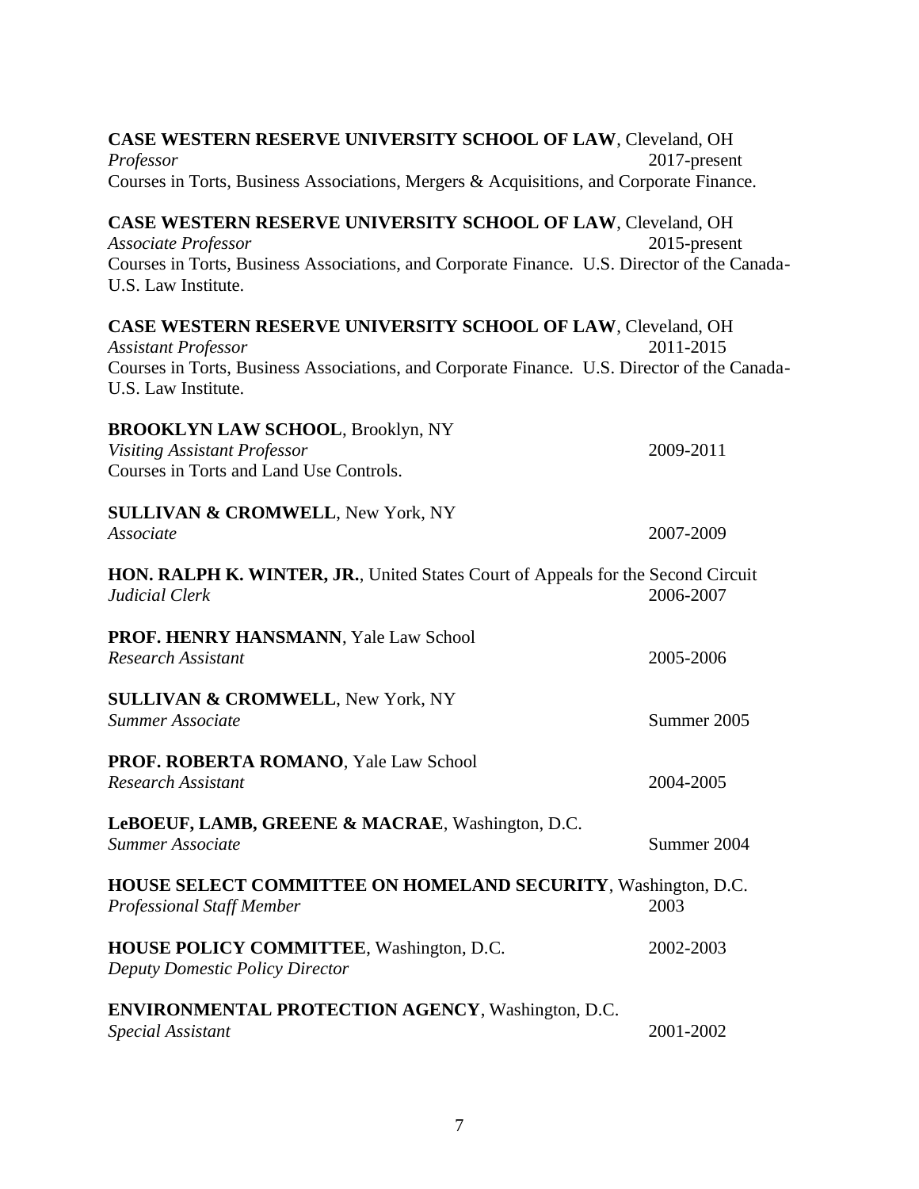**CASE WESTERN RESERVE UNIVERSITY SCHOOL OF LAW**, Cleveland, OH
*Professor* 2017-present
Courses in Torts, Business Associations, Mergers & Acquisitions, and Corporate Finance.

**CASE WESTERN RESERVE UNIVERSITY SCHOOL OF LAW**, Cleveland, OH
*Associate Professor* 2015-present
Courses in Torts, Business Associations, and Corporate Finance. U.S. Director of the Canada-U.S. Law Institute.

**CASE WESTERN RESERVE UNIVERSITY SCHOOL OF LAW**, Cleveland, OH
*Assistant Professor* 2011-2015
Courses in Torts, Business Associations, and Corporate Finance. U.S. Director of the Canada-U.S. Law Institute.

**BROOKLYN LAW SCHOOL**, Brooklyn, NY
*Visiting Assistant Professor* 2009-2011
Courses in Torts and Land Use Controls.

**SULLIVAN & CROMWELL**, New York, NY
*Associate* 2007-2009

**HON. RALPH K. WINTER, JR.**, United States Court of Appeals for the Second Circuit
*Judicial Clerk* 2006-2007

**PROF. HENRY HANSMANN**, Yale Law School
*Research Assistant* 2005-2006

**SULLIVAN & CROMWELL**, New York, NY
*Summer Associate* Summer 2005

**PROF. ROBERTA ROMANO**, Yale Law School
*Research Assistant* 2004-2005

**LeBOEUF, LAMB, GREENE & MACRAE**, Washington, D.C.
*Summer Associate* Summer 2004

**HOUSE SELECT COMMITTEE ON HOMELAND SECURITY**, Washington, D.C.
*Professional Staff Member* 2003

**HOUSE POLICY COMMITTEE**, Washington, D.C. 2002-2003
*Deputy Domestic Policy Director*

**ENVIRONMENTAL PROTECTION AGENCY**, Washington, D.C.
*Special Assistant* 2001-2002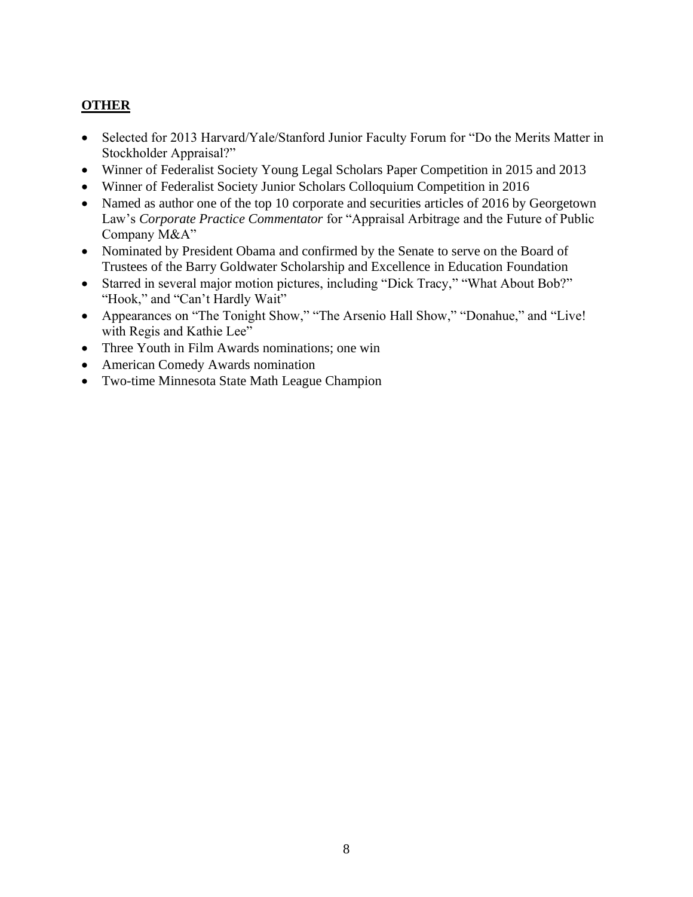## **OTHER**

- Selected for 2013 Harvard/Yale/Stanford Junior Faculty Forum for "Do the Merits Matter in Stockholder Appraisal?"
- Winner of Federalist Society Young Legal Scholars Paper Competition in 2015 and 2013
- Winner of Federalist Society Junior Scholars Colloquium Competition in 2016
- Named as author one of the top 10 corporate and securities articles of 2016 by Georgetown Law's *Corporate Practice Commentator* for "Appraisal Arbitrage and the Future of Public Company M&A"
- Nominated by President Obama and confirmed by the Senate to serve on the Board of Trustees of the Barry Goldwater Scholarship and Excellence in Education Foundation
- Starred in several major motion pictures, including "Dick Tracy," "What About Bob?" "Hook," and "Can't Hardly Wait"
- Appearances on "The Tonight Show," "The Arsenio Hall Show," "Donahue," and "Live! with Regis and Kathie Lee"
- Three Youth in Film Awards nominations; one win
- American Comedy Awards nomination
- Two-time Minnesota State Math League Champion